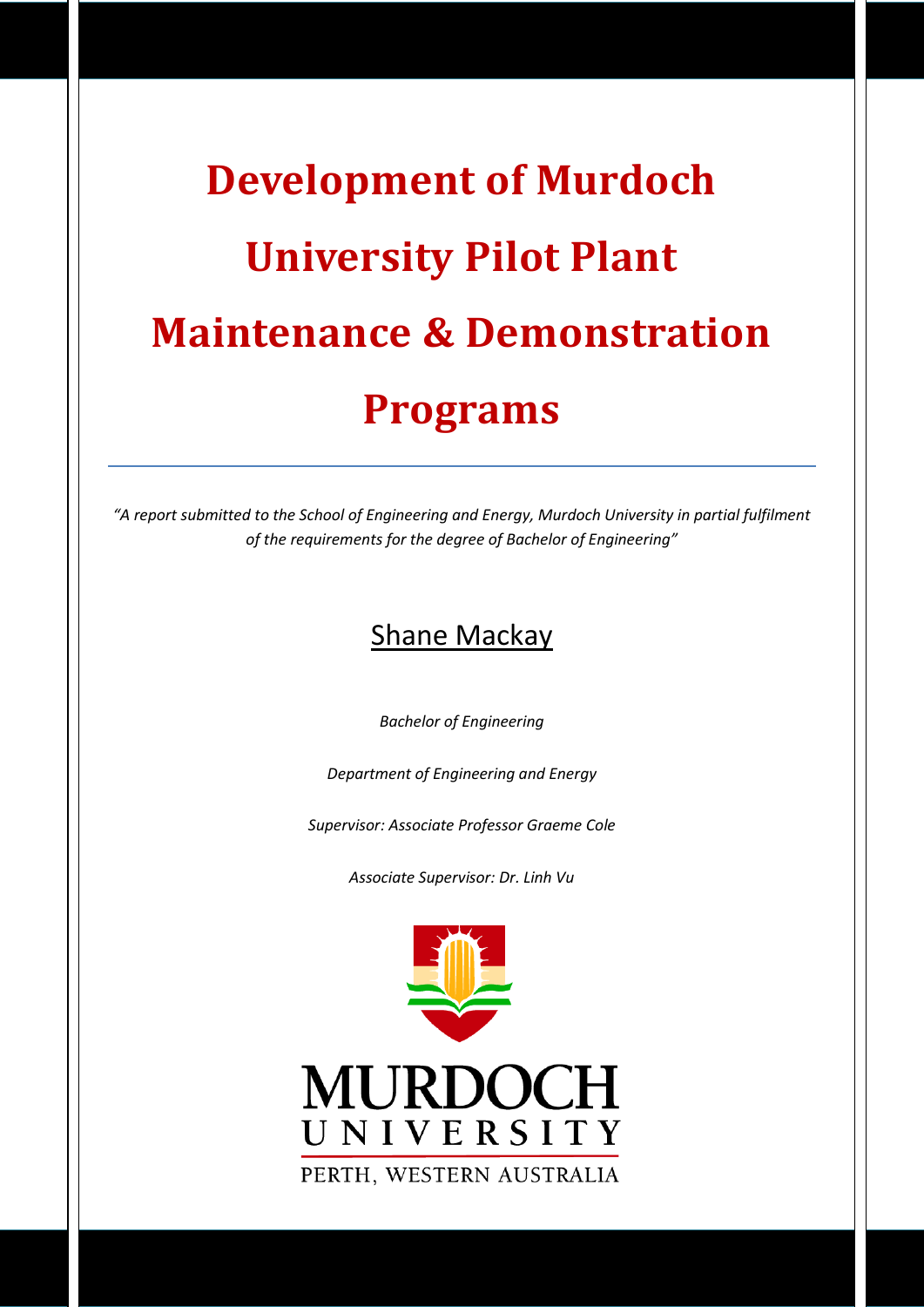# Development of Murdoch University Pilot Plant Maintenance & Demonstration Programs

*"A report submitted to the School of Engineering and Energy, Murdoch University in partial fulfilment of the requirements for the degree of Bachelor of Engineering"*

Shane Mackay

*Bachelor of Engineering*

*Department of Engineering and Energy*

*Supervisor: Associate Professor Graeme Cole*

*Associate Supervisor: Dr. Linh Vu*

MURDOCH UNIVERSITY

PERTH, WESTERN AUSTRALIA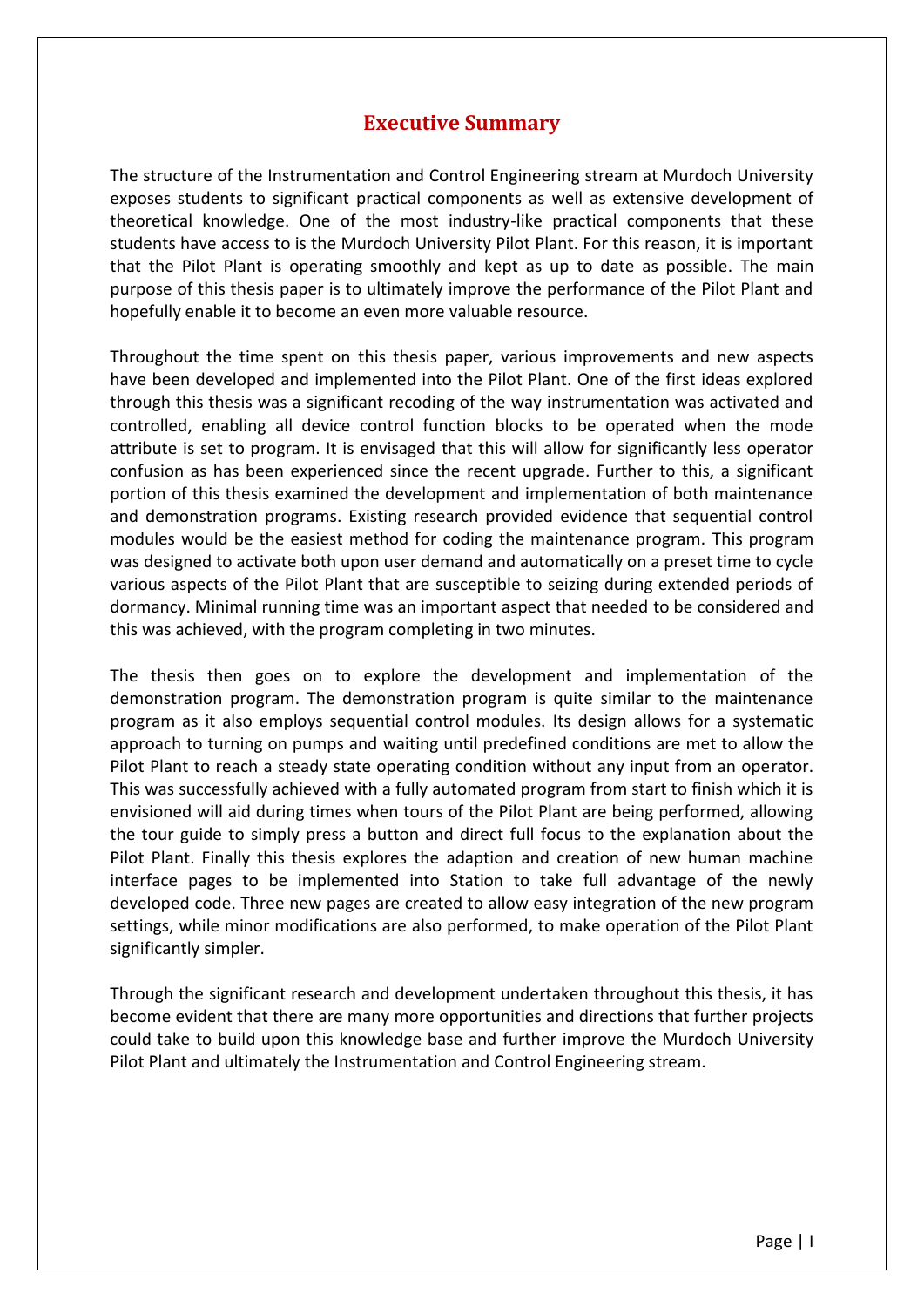# Executive Summary

The structure of the Instrumentation and Control Engineering stream at Murdoch University exposes students to significant practical components as well as extensive development of theoretical knowledge. One of the most industry-like practical components that these students have access to is the Murdoch University Pilot Plant. For this reason, it is important that the Pilot Plant is operating smoothly and kept as up to date as possible. The main purpose of this thesis paper is to ultimately improve the performance of the Pilot Plant and hopefully enable it to become an even more valuable resource.

Throughout the time spent on this thesis paper, various improvements and new aspects have been developed and implemented into the Pilot Plant. One of the first ideas explored through this thesis was a significant recoding of the way instrumentation was activated and controlled, enabling all device control function blocks to be operated when the mode attribute is set to program. It is envisaged that this will allow for significantly less operator confusion as has been experienced since the recent upgrade. Further to this, a significant portion of this thesis examined the development and implementation of both maintenance and demonstration programs. Existing research provided evidence that sequential control modules would be the easiest method for coding the maintenance program. This program was designed to activate both upon user demand and automatically on a preset time to cycle various aspects of the Pilot Plant that are susceptible to seizing during extended periods of dormancy. Minimal running time was an important aspect that needed to be considered and this was achieved, with the program completing in two minutes.

The thesis then goes on to explore the development and implementation of the demonstration program. The demonstration program is quite similar to the maintenance program as it also employs sequential control modules. Its design allows for a systematic approach to turning on pumps and waiting until predefined conditions are met to allow the Pilot Plant to reach a steady state operating condition without any input from an operator. This was successfully achieved with a fully automated program from start to finish which it is envisioned will aid during times when tours of the Pilot Plant are being performed, allowing the tour guide to simply press a button and direct full focus to the explanation about the Pilot Plant. Finally this thesis explores the adaption and creation of new human machine interface pages to be implemented into Station to take full advantage of the newly developed code. Three new pages are created to allow easy integration of the new program settings, while minor modifications are also performed, to make operation of the Pilot Plant significantly simpler.

Through the significant research and development undertaken throughout this thesis, it has become evident that there are many more opportunities and directions that further projects could take to build upon this knowledge base and further improve the Murdoch University Pilot Plant and ultimately the Instrumentation and Control Engineering stream.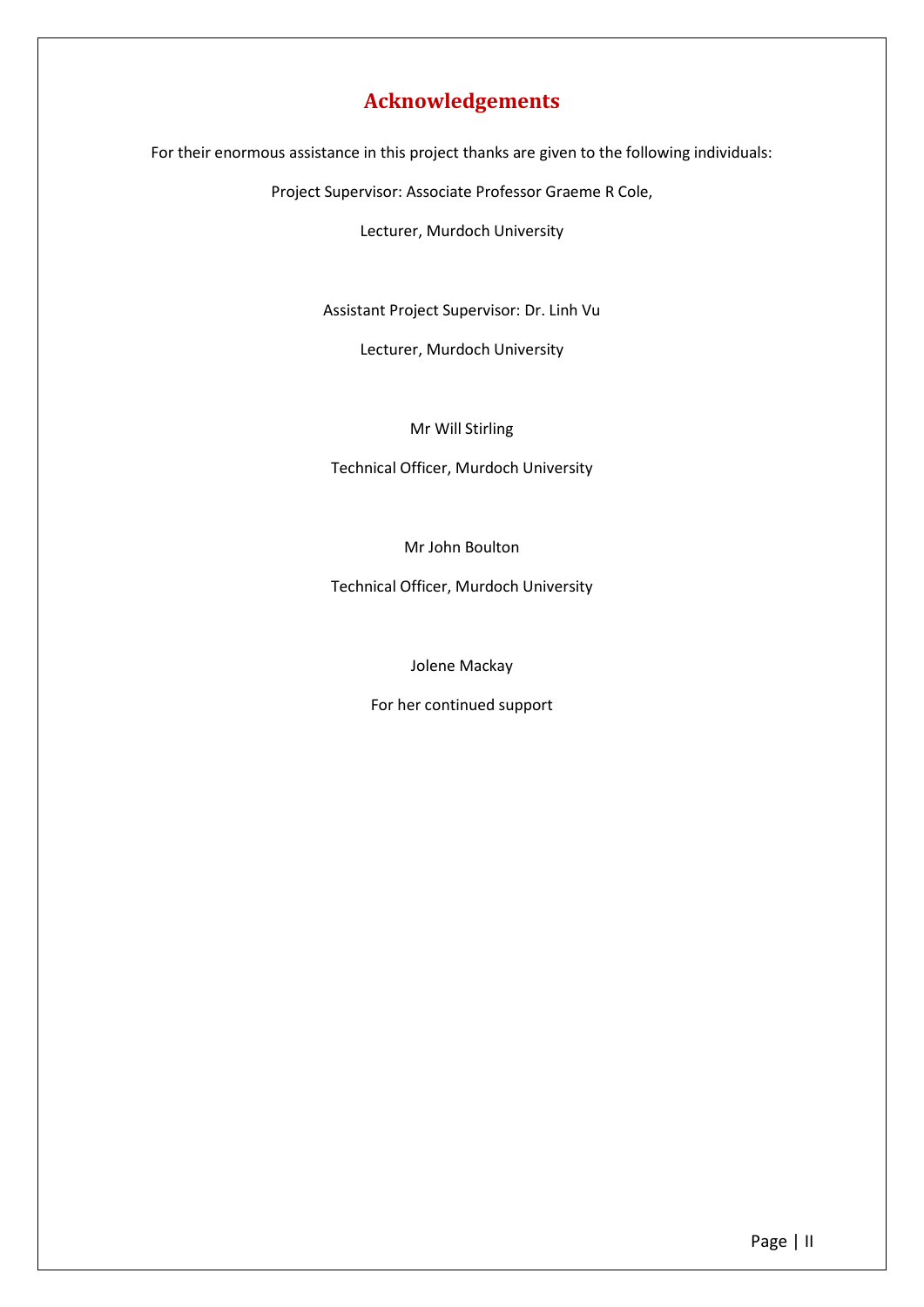# Acknowledgements

For their enormous assistance in this project thanks are given to the following individuals:

Project Supervisor: Associate Professor Graeme R Cole,

Lecturer, Murdoch University

Assistant Project Supervisor: Dr. Linh Vu

Lecturer, Murdoch University

Mr Will Stirling

Technical Officer, Murdoch University

Mr John Boulton

Technical Officer, Murdoch University

Jolene Mackay

For her continued support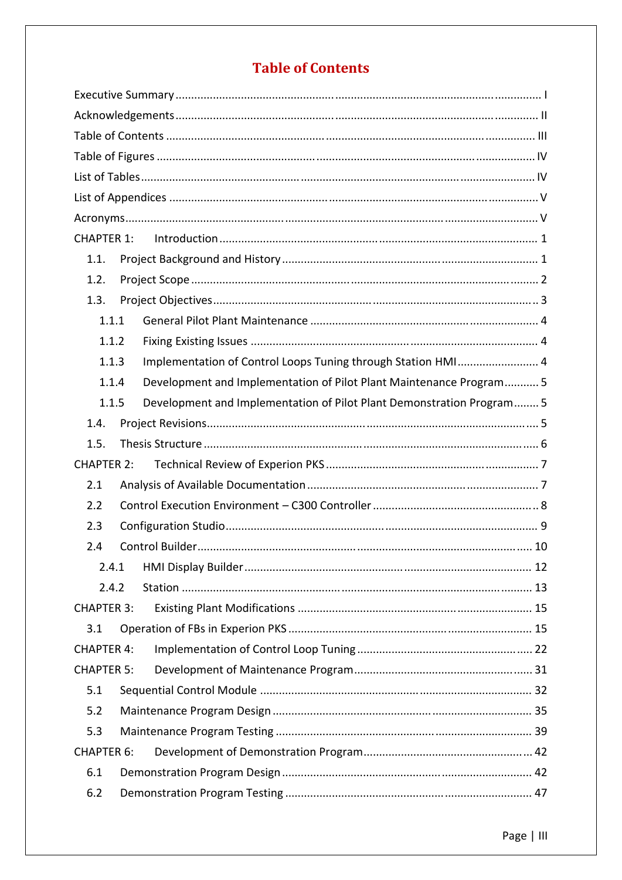# Table of Contents

Executive Summary ..................................................................................................... I

Acknowledgements .................................................................................................... II

Table of Contents ...................................................................................................... III

Table of Figures ........................................................................................................ IV

List of Tables ............................................................................................................ IV

List of Appendices ..................................................................................................... V

Acronyms .................................................................................................................. V

CHAPTER 1: Introduction ......................................................................................... 1

- 1.1. Project Background and History ........................................................................ 1
- 1.2. Project Scope .................................................................................................... 2
- 1.3. Project Objectives ............................................................................................. 3
  - 1.1.1 General Pilot Plant Maintenance ................................................................ 4
  - 1.1.2 Fixing Existing Issues ................................................................................. 4
  - 1.1.3 Implementation of Control Loops Tuning through Station HMI ...................... 4
  - 1.1.4 Development and Implementation of Pilot Plant Maintenance Program ........... 5
  - 1.1.5 Development and Implementation of Pilot Plant Demonstration Program ........ 5
- 1.4. Project Revisions ............................................................................................... 5
- 1.5. Thesis Structure ................................................................................................ 6

CHAPTER 2: Technical Review of Experion PKS ........................................................... 7

- 2.1 Analysis of Available Documentation ................................................................... 7
- 2.2 Control Execution Environment – C300 Controller ................................................ 8
- 2.3 Configuration Studio ........................................................................................... 9
- 2.4 Control Builder ................................................................................................... 10
  - 2.4.1 HMI Display Builder .................................................................................... 12
  - 2.4.2 Station ...................................................................................................... 13

CHAPTER 3: Existing Plant Modifications ................................................................... 15

- 3.1 Operation of FBs in Experion PKS ......................................................................... 15

CHAPTER 4: Implementation of Control Loop Tuning ................................................. 22

CHAPTER 5: Development of Maintenance Program .................................................. 31

- 5.1 Sequential Control Module .................................................................................. 32
- 5.2 Maintenance Program Design .............................................................................. 35
- 5.3 Maintenance Program Testing ............................................................................. 39

CHAPTER 6: Development of Demonstration Program ............................................... 42

- 6.1 Demonstration Program Design ........................................................................... 42
- 6.2 Demonstration Program Testing ........................................................................... 47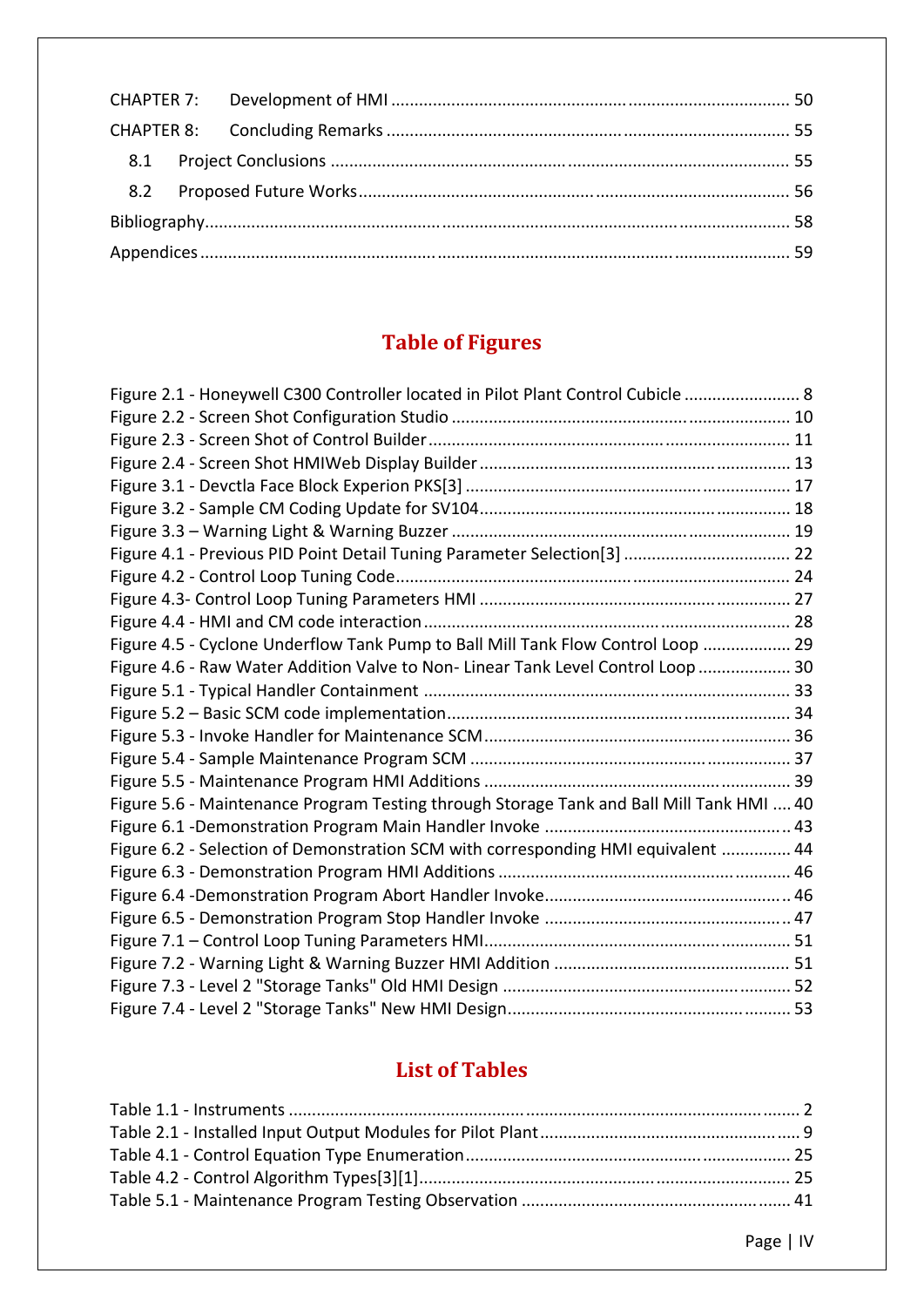CHAPTER 7: Development of HMI ..................................................................................................... 50

CHAPTER 8: Concluding Remarks ................................................................................................... 55

8.1 Project Conclusions ................................................................................................................... 55

8.2 Proposed Future Works ............................................................................................................ 56

Bibliography ...................................................................................................................................... 58

Appendices ........................................................................................................................................ 59

## Table of Figures

Figure 2.1 - Honeywell C300 Controller located in Pilot Plant Control Cubicle ......................... 8
Figure 2.2 - Screen Shot Configuration Studio ................................................................................. 10
Figure 2.3 - Screen Shot of Control Builder ..................................................................................... 11
Figure 2.4 - Screen Shot HMIWeb Display Builder ......................................................................... 13
Figure 3.1 - Devctla Face Block Experion PKS[3] ........................................................................... 17
Figure 3.2 - Sample CM Coding Update for SV104 ......................................................................... 18
Figure 3.3 – Warning Light & Warning Buzzer ................................................................................ 19
Figure 4.1 - Previous PID Point Detail Tuning Parameter Selection[3] ......................................... 22
Figure 4.2 - Control Loop Tuning Code ............................................................................................ 24
Figure 4.3- Control Loop Tuning Parameters HMI .......................................................................... 27
Figure 4.4 - HMI and CM code interaction ....................................................................................... 28
Figure 4.5 - Cyclone Underflow Tank Pump to Ball Mill Tank Flow Control Loop ................... 29
Figure 4.6 - Raw Water Addition Valve to Non- Linear Tank Level Control Loop .................... 30
Figure 5.1 - Typical Handler Containment ....................................................................................... 33
Figure 5.2 – Basic SCM code implementation ................................................................................. 34
Figure 5.3 - Invoke Handler for Maintenance SCM ......................................................................... 36
Figure 5.4 - Sample Maintenance Program SCM ............................................................................. 37
Figure 5.5 - Maintenance Program HMI Additions .......................................................................... 39
Figure 5.6 - Maintenance Program Testing through Storage Tank and Ball Mill Tank HMI .... 40
Figure 6.1 -Demonstration Program Main Handler Invoke ............................................................. 43
Figure 6.2 - Selection of Demonstration SCM with corresponding HMI equivalent ............... 44
Figure 6.3 - Demonstration Program HMI Additions ....................................................................... 46
Figure 6.4 -Demonstration Program Abort Handler Invoke ............................................................ 46
Figure 6.5 - Demonstration Program Stop Handler Invoke ............................................................. 47
Figure 7.1 – Control Loop Tuning Parameters HMI ......................................................................... 51
Figure 7.2 - Warning Light & Warning Buzzer HMI Addition ........................................................ 51
Figure 7.3 - Level 2 "Storage Tanks" Old HMI Design .................................................................... 52
Figure 7.4 - Level 2 "Storage Tanks" New HMI Design ................................................................... 53

## List of Tables

Table 1.1 - Instruments ......................................................................................................................... 2
Table 2.1 - Installed Input Output Modules for Pilot Plant ............................................................... 9
Table 4.1 - Control Equation Type Enumeration ............................................................................. 25
Table 4.2 - Control Algorithm Types[3][1] ........................................................................................ 25
Table 5.1 - Maintenance Program Testing Observation .................................................................. 41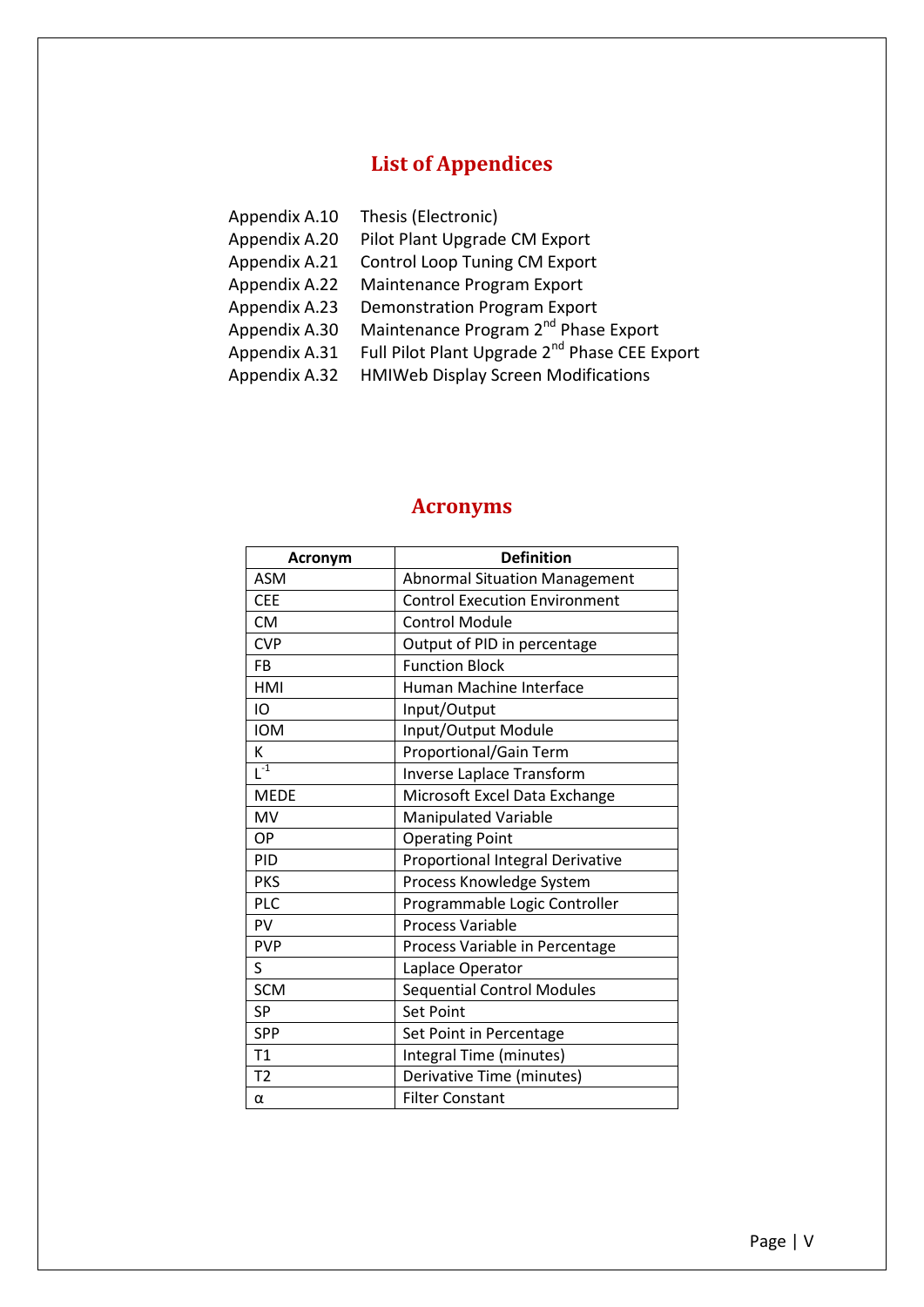## List of Appendices

| | |
|---|---|
| Appendix A.10 | Thesis (Electronic) |
| Appendix A.20 | Pilot Plant Upgrade CM Export |
| Appendix A.21 | Control Loop Tuning CM Export |
| Appendix A.22 | Maintenance Program Export |
| Appendix A.23 | Demonstration Program Export |
| Appendix A.30 | Maintenance Program 2nd Phase Export |
| Appendix A.31 | Full Pilot Plant Upgrade 2nd Phase CEE Export |
| Appendix A.32 | HMIWeb Display Screen Modifications |

## Acronyms

| Acronym | Definition |
|---|---|
| ASM | Abnormal Situation Management |
| CEE | Control Execution Environment |
| CM | Control Module |
| CVP | Output of PID in percentage |
| FB | Function Block |
| HMI | Human Machine Interface |
| IO | Input/Output |
| IOM | Input/Output Module |
| K | Proportional/Gain Term |
| $L^{-1}$ | Inverse Laplace Transform |
| MEDE | Microsoft Excel Data Exchange |
| MV | Manipulated Variable |
| OP | Operating Point |
| PID | Proportional Integral Derivative |
| PKS | Process Knowledge System |
| PLC | Programmable Logic Controller |
| PV | Process Variable |
| PVP | Process Variable in Percentage |
| S | Laplace Operator |
| SCM | Sequential Control Modules |
| SP | Set Point |
| SPP | Set Point in Percentage |
| T1 | Integral Time (minutes) |
| T2 | Derivative Time (minutes) |
| $\alpha$ | Filter Constant |